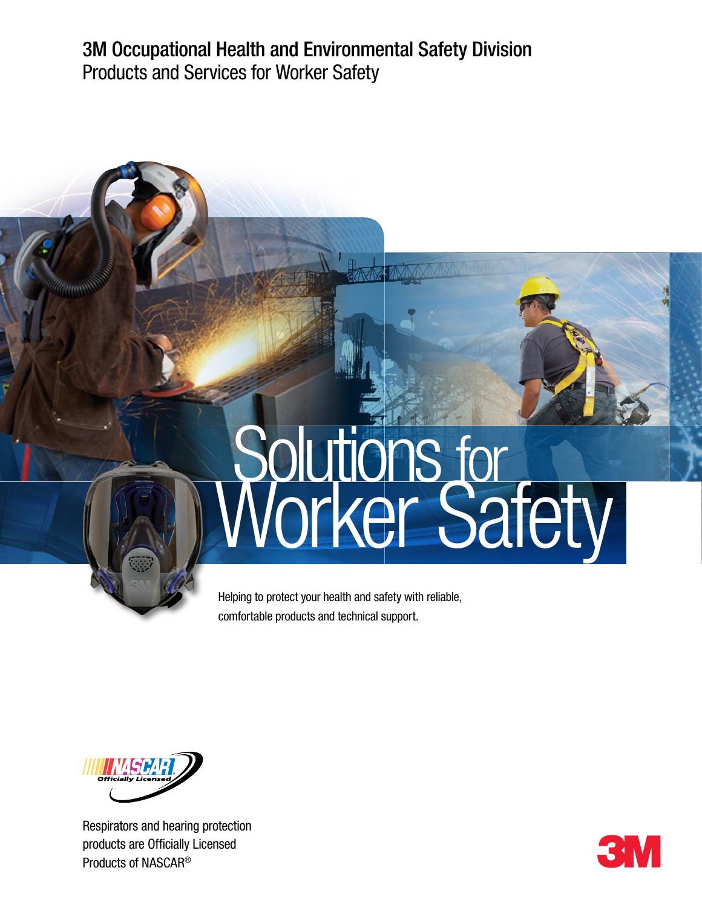# 3M Occupational Health and Environmental Safety Division

## Products and Services for Worker Safety

# Solutions for Worker Safety

Helping to protect your health and safety with reliable, comfortable products and technical support.

NASCAR Officially Licensed

Respirators and hearing protection products are Officially Licensed Products of NASCAR®

3M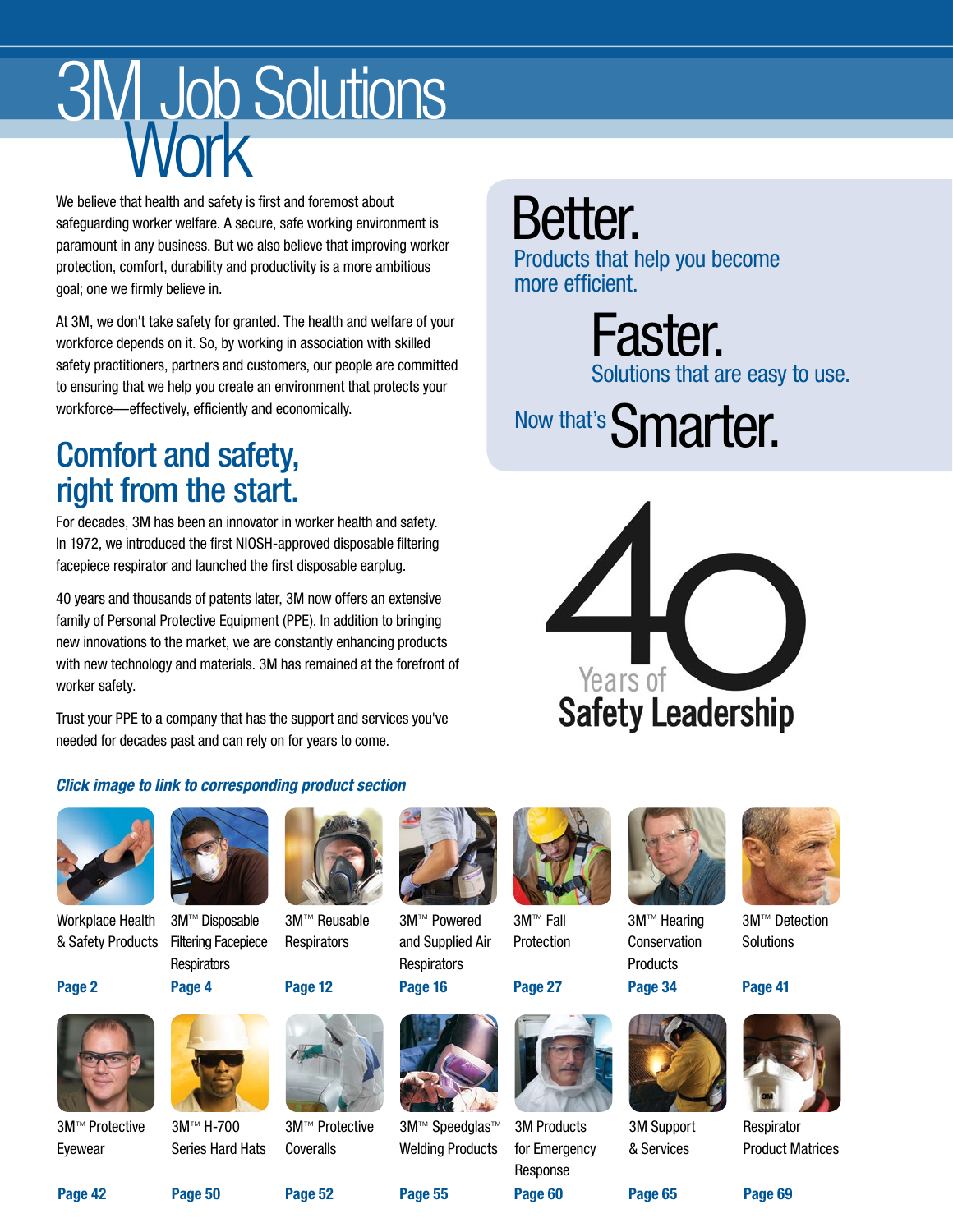# 3M Job Solutions Work

We believe that health and safety is first and foremost about safeguarding worker welfare. A secure, safe working environment is paramount in any business. But we also believe that improving worker protection, comfort, durability and productivity is a more ambitious goal; one we firmly believe in.

At 3M, we don't take safety for granted. The health and welfare of your workforce depends on it. So, by working in association with skilled safety practitioners, partners and customers, our people are committed to ensuring that we help you create an environment that protects your workforce—effectively, efficiently and economically.

## Comfort and safety, right from the start.

For decades, 3M has been an innovator in worker health and safety. In 1972, we introduced the first NIOSH-approved disposable filtering facepiece respirator and launched the first disposable earplug.

40 years and thousands of patents later, 3M now offers an extensive family of Personal Protective Equipment (PPE). In addition to bringing new innovations to the market, we are constantly enhancing products with new technology and materials. 3M has remained at the forefront of worker safety.

Trust your PPE to a company that has the support and services you've needed for decades past and can rely on for years to come.

**Better.**
Products that help you become more efficient.

**Faster.**
Solutions that are easy to use.

Now that's **Smarter.**

40 Years of Safety Leadership

***Click image to link to corresponding product section***

- Workplace Health & Safety Products — **Page 2**
- 3M™ Disposable Filtering Facepiece Respirators — **Page 4**
- 3M™ Reusable Respirators — **Page 12**
- 3M™ Powered and Supplied Air Respirators — **Page 16**
- 3M™ Fall Protection — **Page 27**
- 3M™ Hearing Conservation Products — **Page 34**
- 3M™ Detection Solutions — **Page 41**
- 3M™ Protective Eyewear — **Page 42**
- 3M™ H-700 Series Hard Hats — **Page 50**
- 3M™ Protective Coveralls — **Page 52**
- 3M™ Speedglas™ Welding Products — **Page 55**
- 3M Products for Emergency Response — **Page 60**
- 3M Support & Services — **Page 65**
- Respirator Product Matrices — **Page 69**